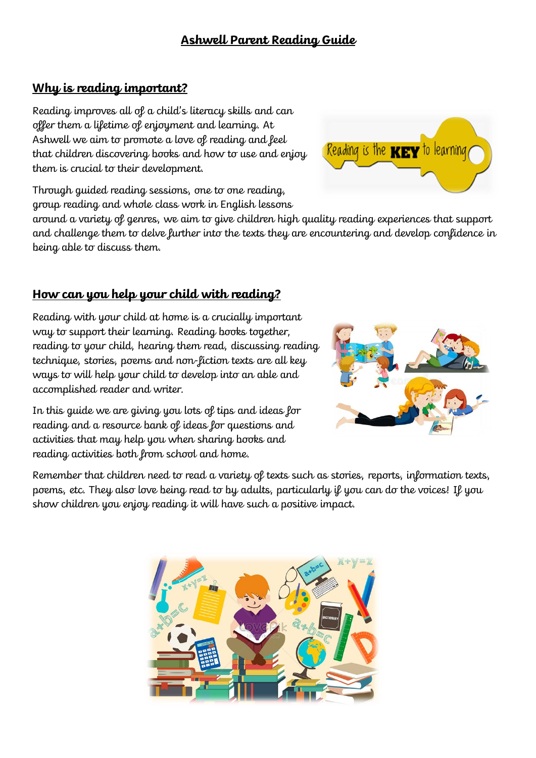# Ashwell Parent Reading Guide

## Why is reading important?

Reading improves all of a child's literacy skills and can offer them a lifetime of enjoyment and learning. At Ashwell we aim to promote a love of reading and feel that children discovering books and how to use and enjoy them is crucial to their development.

Through guided reading sessions, one to one reading, group reading and whole class work in English lessons around a variety of genres, we aim to give children high quality reading experiences that support and challenge them to delve further into the texts they are encountering and develop confidence in being able to discuss them.

## How can you help your child with reading?

Reading with your child at home is a crucially important way to support their learning. Reading books together, reading to your child, hearing them read, discussing reading technique, stories, poems and non-fiction texts are all key ways to will help your child to develop into an able and accomplished reader and writer.

In this guide we are giving you lots of tips and ideas for reading and a resource bank of ideas for questions and activities that may help you when sharing books and reading activities both from school and home.

Remember that children need to read a variety of texts such as stories, reports, information texts, poems, etc. They also love being read to by adults, particularly if you can do the voices! If you show children you enjoy reading it will have such a positive impact.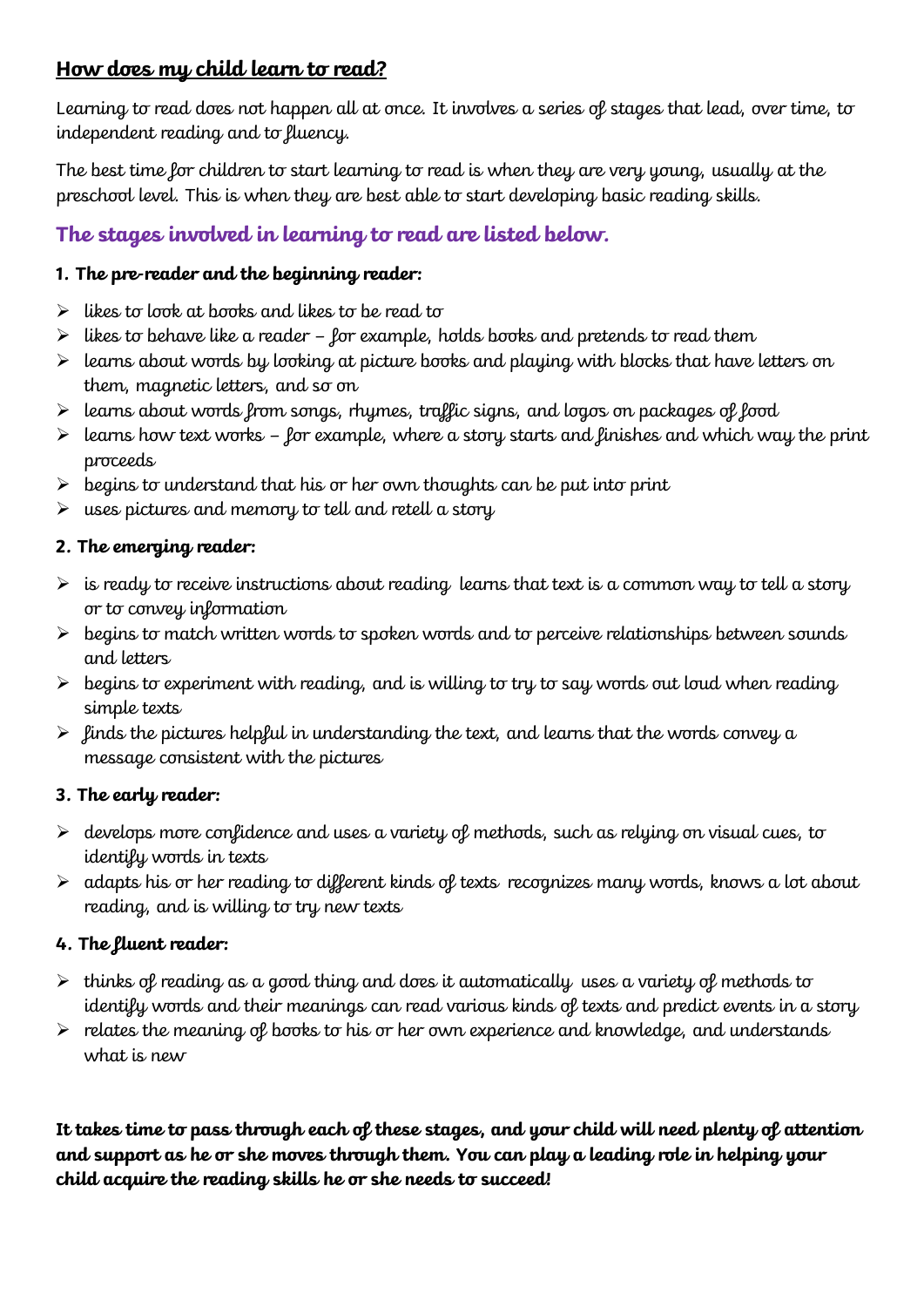## <u>How does my child learn to read?</u>

Learning to read does not happen all at once. It involves a series of stages that lead, over time, to independent reading and to fluency.

The best time for children to start learning to read is when they are very young, usually at the preschool level. This is when they are best able to start developing basic reading skills.

### The stages involved in learning to read are listed below.

**1. The pre-reader and the beginning reader:**

- likes to look at books and likes to be read to
- likes to behave like a reader – for example, holds books and pretends to read them
- learns about words by looking at picture books and playing with blocks that have letters on them, magnetic letters, and so on
- learns about words from songs, rhymes, traffic signs, and logos on packages of food
- learns how text works – for example, where a story starts and finishes and which way the print proceeds
- begins to understand that his or her own thoughts can be put into print
- uses pictures and memory to tell and retell a story

**2. The emerging reader:**

- is ready to receive instructions about reading learns that text is a common way to tell a story or to convey information
- begins to match written words to spoken words and to perceive relationships between sounds and letters
- begins to experiment with reading, and is willing to try to say words out loud when reading simple texts
- finds the pictures helpful in understanding the text, and learns that the words convey a message consistent with the pictures

**3. The early reader:**

- develops more confidence and uses a variety of methods, such as relying on visual cues, to identify words in texts
- adapts his or her reading to different kinds of texts recognizes many words, knows a lot about reading, and is willing to try new texts

**4. The fluent reader:**

- thinks of reading as a good thing and does it automatically uses a variety of methods to identify words and their meanings can read various kinds of texts and predict events in a story
- relates the meaning of books to his or her own experience and knowledge, and understands what is new

**It takes time to pass through each of these stages, and your child will need plenty of attention and support as he or she moves through them. You can play a leading role in helping your child acquire the reading skills he or she needs to succeed!**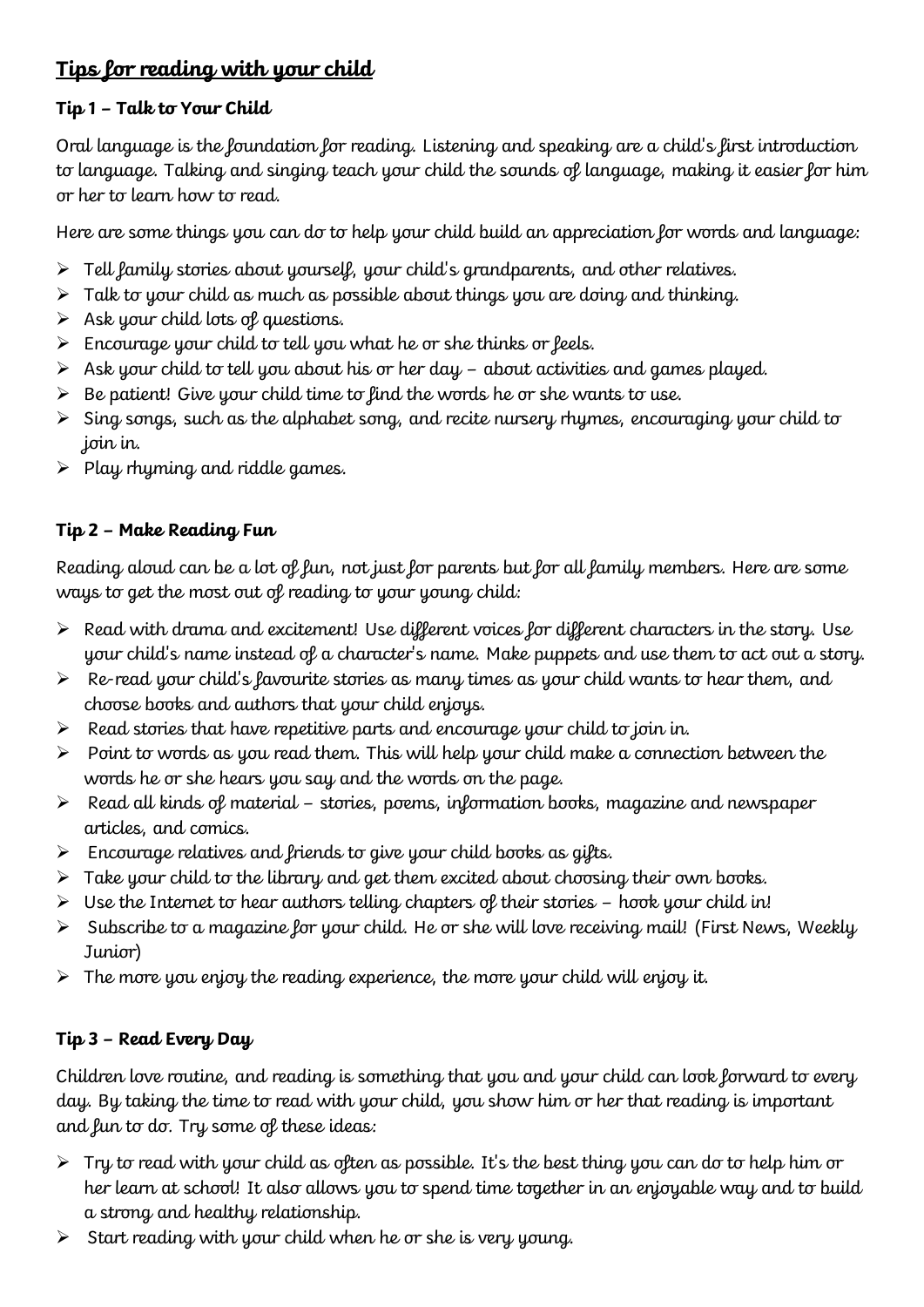## Tips for reading with your child

### Tip 1 – Talk to Your Child

Oral language is the foundation for reading. Listening and speaking are a child's first introduction to language. Talking and singing teach your child the sounds of language, making it easier for him or her to learn how to read.

Here are some things you can do to help your child build an appreciation for words and language:

- Tell family stories about yourself, your child's grandparents, and other relatives.
- Talk to your child as much as possible about things you are doing and thinking.
- Ask your child lots of questions.
- Encourage your child to tell you what he or she thinks or feels.
- Ask your child to tell you about his or her day – about activities and games played.
- Be patient! Give your child time to find the words he or she wants to use.
- Sing songs, such as the alphabet song, and recite nursery rhymes, encouraging your child to join in.
- Play rhyming and riddle games.

### Tip 2 – Make Reading Fun

Reading aloud can be a lot of fun, not just for parents but for all family members. Here are some ways to get the most out of reading to your young child:

- Read with drama and excitement! Use different voices for different characters in the story. Use your child's name instead of a character's name. Make puppets and use them to act out a story.
- Re-read your child's favourite stories as many times as your child wants to hear them, and choose books and authors that your child enjoys.
- Read stories that have repetitive parts and encourage your child to join in.
- Point to words as you read them. This will help your child make a connection between the words he or she hears you say and the words on the page.
- Read all kinds of material – stories, poems, information books, magazine and newspaper articles, and comics.
- Encourage relatives and friends to give your child books as gifts.
- Take your child to the library and get them excited about choosing their own books.
- Use the Internet to hear authors telling chapters of their stories – hook your child in!
- Subscribe to a magazine for your child. He or she will love receiving mail! (First News, Weekly Junior)
- The more you enjoy the reading experience, the more your child will enjoy it.

### Tip 3 – Read Every Day

Children love routine, and reading is something that you and your child can look forward to every day. By taking the time to read with your child, you show him or her that reading is important and fun to do. Try some of these ideas:

- Try to read with your child as often as possible. It's the best thing you can do to help him or her learn at school! It also allows you to spend time together in an enjoyable way and to build a strong and healthy relationship.
- Start reading with your child when he or she is very young.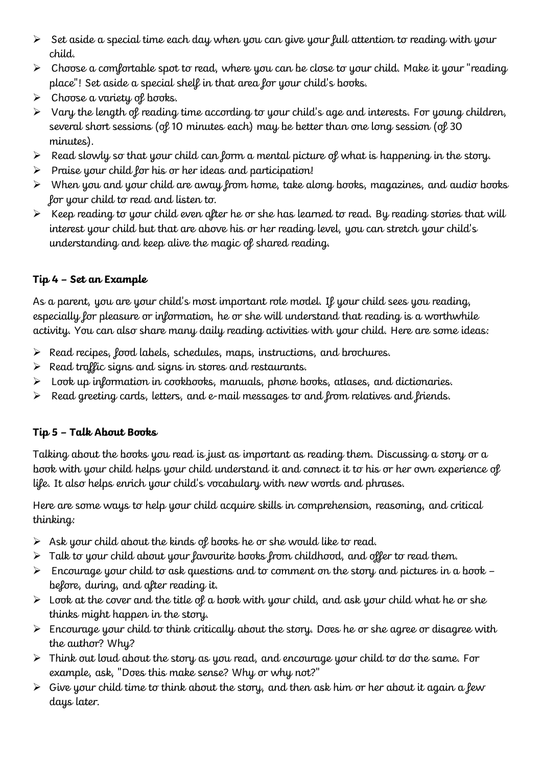- Set aside a special time each day when you can give your full attention to reading with your child.
- Choose a comfortable spot to read, where you can be close to your child. Make it your "reading place"! Set aside a special shelf in that area for your child's books.
- Choose a variety of books.
- Vary the length of reading time according to your child's age and interests. For young children, several short sessions (of 10 minutes each) may be better than one long session (of 30 minutes).
- Read slowly so that your child can form a mental picture of what is happening in the story.
- Praise your child for his or her ideas and participation!
- When you and your child are away from home, take along books, magazines, and audio books for your child to read and listen to.
- Keep reading to your child even after he or she has learned to read. By reading stories that will interest your child but that are above his or her reading level, you can stretch your child's understanding and keep alive the magic of shared reading.

**Tip 4 – Set an Example**

As a parent, you are your child's most important role model. If your child sees you reading, especially for pleasure or information, he or she will understand that reading is a worthwhile activity. You can also share many daily reading activities with your child. Here are some ideas:

- Read recipes, food labels, schedules, maps, instructions, and brochures.
- Read traffic signs and signs in stores and restaurants.
- Look up information in cookbooks, manuals, phone books, atlases, and dictionaries.
- Read greeting cards, letters, and e-mail messages to and from relatives and friends.

**Tip 5 – Talk About Books**

Talking about the books you read is just as important as reading them. Discussing a story or a book with your child helps your child understand it and connect it to his or her own experience of life. It also helps enrich your child's vocabulary with new words and phrases.

Here are some ways to help your child acquire skills in comprehension, reasoning, and critical thinking:

- Ask your child about the kinds of books he or she would like to read.
- Talk to your child about your favourite books from childhood, and offer to read them.
- Encourage your child to ask questions and to comment on the story and pictures in a book – before, during, and after reading it.
- Look at the cover and the title of a book with your child, and ask your child what he or she thinks might happen in the story.
- Encourage your child to think critically about the story. Does he or she agree or disagree with the author? Why?
- Think out loud about the story as you read, and encourage your child to do the same. For example, ask, "Does this make sense? Why or why not?"
- Give your child time to think about the story, and then ask him or her about it again a few days later.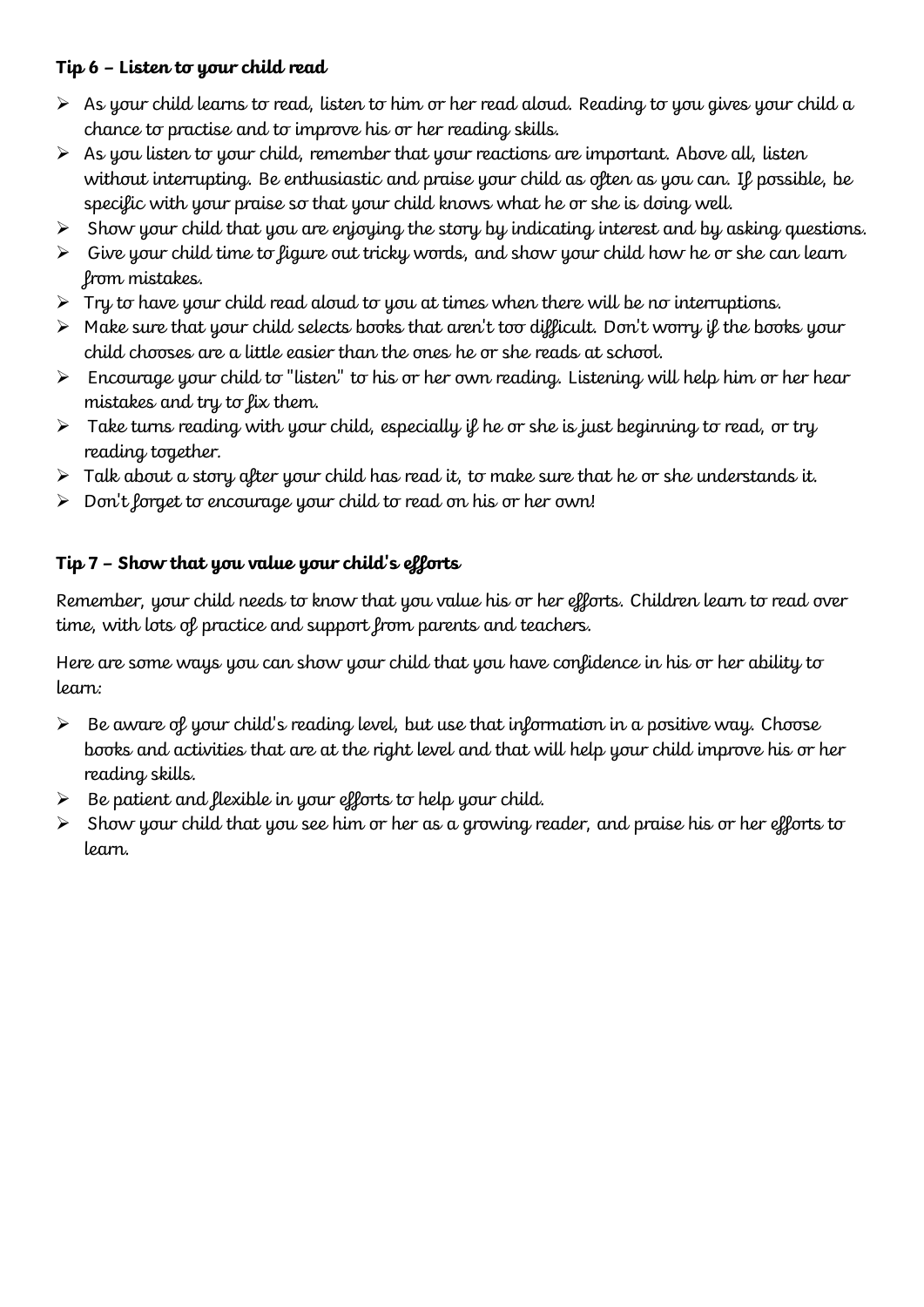**Tip 6 – Listen to your child read**

- As your child learns to read, listen to him or her read aloud. Reading to you gives your child a chance to practise and to improve his or her reading skills.
- As you listen to your child, remember that your reactions are important. Above all, listen without interrupting. Be enthusiastic and praise your child as often as you can. If possible, be specific with your praise so that your child knows what he or she is doing well.
- Show your child that you are enjoying the story by indicating interest and by asking questions.
- Give your child time to figure out tricky words, and show your child how he or she can learn from mistakes.
- Try to have your child read aloud to you at times when there will be no interruptions.
- Make sure that your child selects books that aren't too difficult. Don't worry if the books your child chooses are a little easier than the ones he or she reads at school.
- Encourage your child to "listen" to his or her own reading. Listening will help him or her hear mistakes and try to fix them.
- Take turns reading with your child, especially if he or she is just beginning to read, or try reading together.
- Talk about a story after your child has read it, to make sure that he or she understands it.
- Don't forget to encourage your child to read on his or her own!

**Tip 7 – Show that you value your child's efforts**

Remember, your child needs to know that you value his or her efforts. Children learn to read over time, with lots of practice and support from parents and teachers.

Here are some ways you can show your child that you have confidence in his or her ability to learn:

- Be aware of your child's reading level, but use that information in a positive way. Choose books and activities that are at the right level and that will help your child improve his or her reading skills.
- Be patient and flexible in your efforts to help your child.
- Show your child that you see him or her as a growing reader, and praise his or her efforts to learn.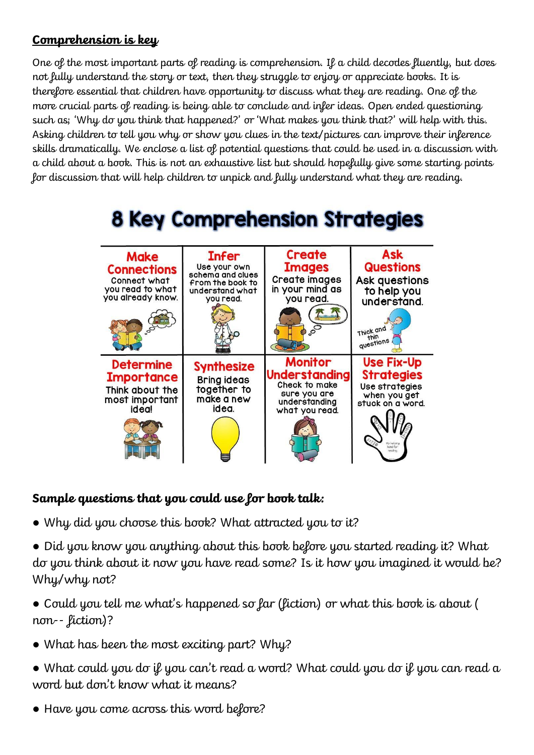## Comprehension is key

One of the most important parts of reading is comprehension. If a child decodes fluently, but does not fully understand the story or text, then they struggle to enjoy or appreciate books. It is therefore essential that children have opportunity to discuss what they are reading. One of the more crucial parts of reading is being able to conclude and infer ideas. Open ended questioning such as; 'Why do you think that happened?' or 'What makes you think that?' will help with this. Asking children to tell you why or show you clues in the text/pictures can improve their inference skills dramatically. We enclose a list of potential questions that could be used in a discussion with a child about a book. This is not an exhaustive list but should hopefully give some starting points for discussion that will help children to unpick and fully understand what they are reading.

# 8 Key Comprehension Strategies

| Make Connections | Infer | Create Images | Ask Questions |
|---|---|---|---|
| Connect what you read to what you already know. | Use your own schema and clues from the book to understand what you read. | Create images in your mind as you read. | Ask questions to help you understand. Thick and thin questions |
| **Determine Importance** | **Synthesize** | **Monitor Understanding** | **Use Fix-Up Strategies** |
| Think about the most important idea! | Bring ideas together to make a new idea. | Check to make sure you are understanding what you read. | Use strategies when you get stuck on a word. |

**Sample questions that you could use for book talk:**

- Why did you choose this book? What attracted you to it?
- Did you know you anything about this book before you started reading it? What do you think about it now you have read some? Is it how you imagined it would be? Why/why not?
- Could you tell me what's happened so far (fiction) or what this book is about ( non-- fiction)?
- What has been the most exciting part? Why?
- What could you do if you can't read a word? What could you do if you can read a word but don't know what it means?
- Have you come across this word before?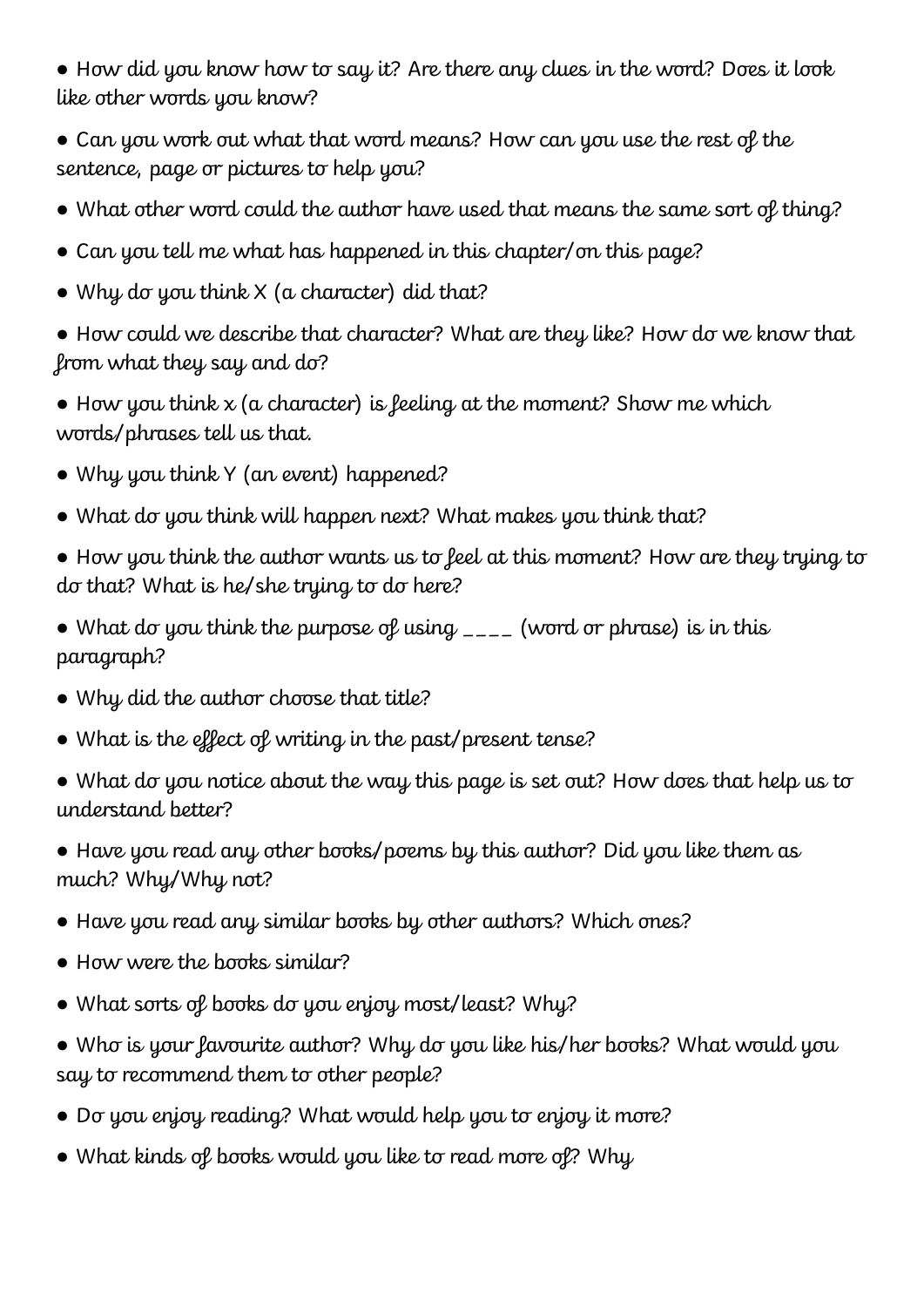- How did you know how to say it? Are there any clues in the word? Does it look like other words you know?
- Can you work out what that word means? How can you use the rest of the sentence, page or pictures to help you?
- What other word could the author have used that means the same sort of thing?
- Can you tell me what has happened in this chapter/on this page?
- Why do you think X (a character) did that?
- How could we describe that character? What are they like? How do we know that from what they say and do?
- How you think x (a character) is feeling at the moment? Show me which words/phrases tell us that.
- Why you think Y (an event) happened?
- What do you think will happen next? What makes you think that?
- How you think the author wants us to feel at this moment? How are they trying to do that? What is he/she trying to do here?
- What do you think the purpose of using ____ (word or phrase) is in this paragraph?
- Why did the author choose that title?
- What is the effect of writing in the past/present tense?
- What do you notice about the way this page is set out? How does that help us to understand better?
- Have you read any other books/poems by this author? Did you like them as much? Why/Why not?
- Have you read any similar books by other authors? Which ones?
- How were the books similar?
- What sorts of books do you enjoy most/least? Why?
- Who is your favourite author? Why do you like his/her books? What would you say to recommend them to other people?
- Do you enjoy reading? What would help you to enjoy it more?
- What kinds of books would you like to read more of? Why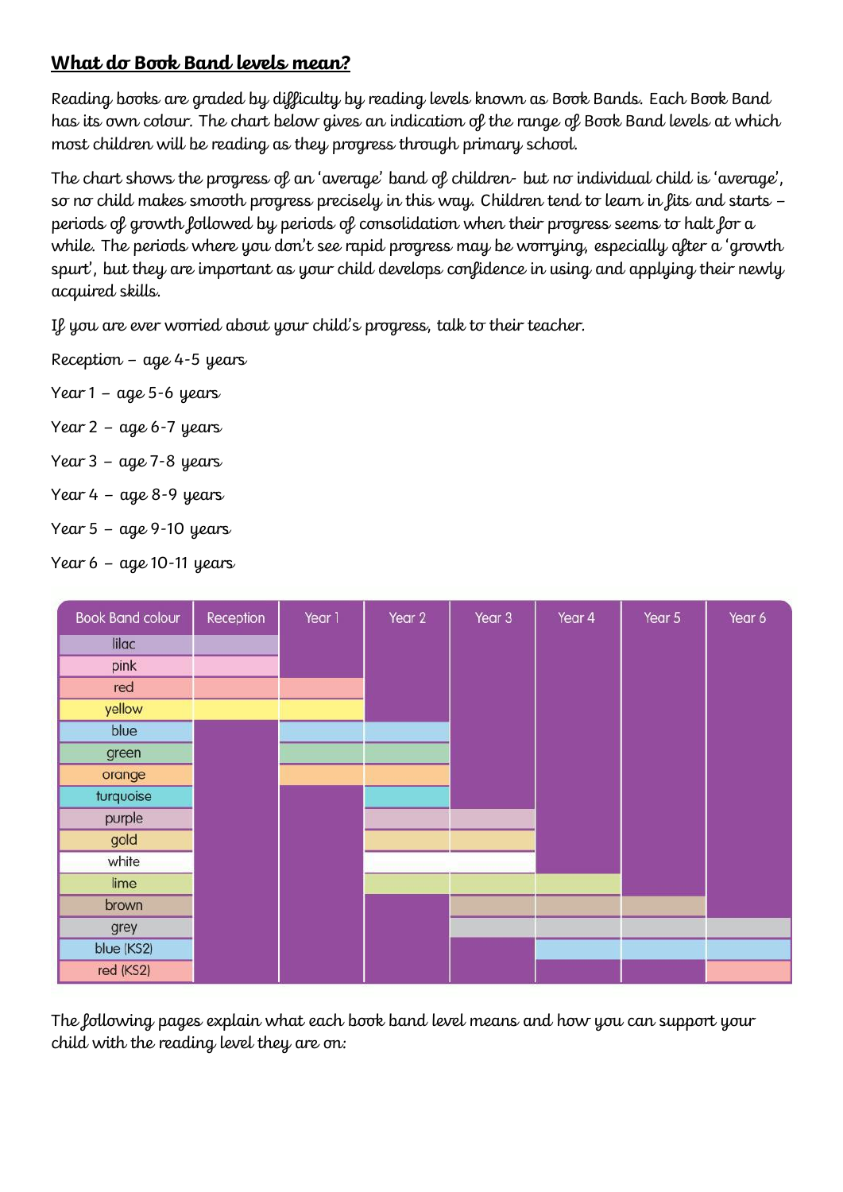## What do Book Band levels mean?

Reading books are graded by difficulty by reading levels known as Book Bands. Each Book Band has its own colour. The chart below gives an indication of the range of Book Band levels at which most children will be reading as they progress through primary school.

The chart shows the progress of an 'average' band of children- but no individual child is 'average', so no child makes smooth progress precisely in this way. Children tend to learn in fits and starts – periods of growth followed by periods of consolidation when their progress seems to halt for a while. The periods where you don't see rapid progress may be worrying, especially after a 'growth spurt', but they are important as your child develops confidence in using and applying their newly acquired skills.

If you are ever worried about your child's progress, talk to their teacher.

Reception – age 4-5 years

Year 1 – age 5-6 years

Year 2 – age 6-7 years

Year 3 – age 7-8 years

Year 4 – age 8-9 years

Year 5 – age 9-10 years

Year 6 – age 10-11 years

| Book Band colour | Reception | Year 1 | Year 2 | Year 3 | Year 4 | Year 5 | Year 6 |
|---|---|---|---|---|---|---|---|
| lilac | ✓ | | | | | | |
| pink | ✓ | | | | | | |
| red | ✓ | ✓ | | | | | |
| yellow | ✓ | ✓ | | | | | |
| blue | | ✓ | ✓ | | | | |
| green | | ✓ | ✓ | | | | |
| orange | | ✓ | ✓ | | | | |
| turquoise | | | ✓ | | | | |
| purple | | | ✓ | ✓ | | | |
| gold | | | ✓ | ✓ | | | |
| white | | | ✓ | ✓ | | | |
| lime | | | ✓ | ✓ | ✓ | | |
| brown | | | | ✓ | ✓ | ✓ | |
| grey | | | | ✓ | ✓ | ✓ | ✓ |
| blue (KS2) | | | | | ✓ | ✓ | ✓ |
| red (KS2) | | | | | | | ✓ |

The following pages explain what each book band level means and how you can support your child with the reading level they are on: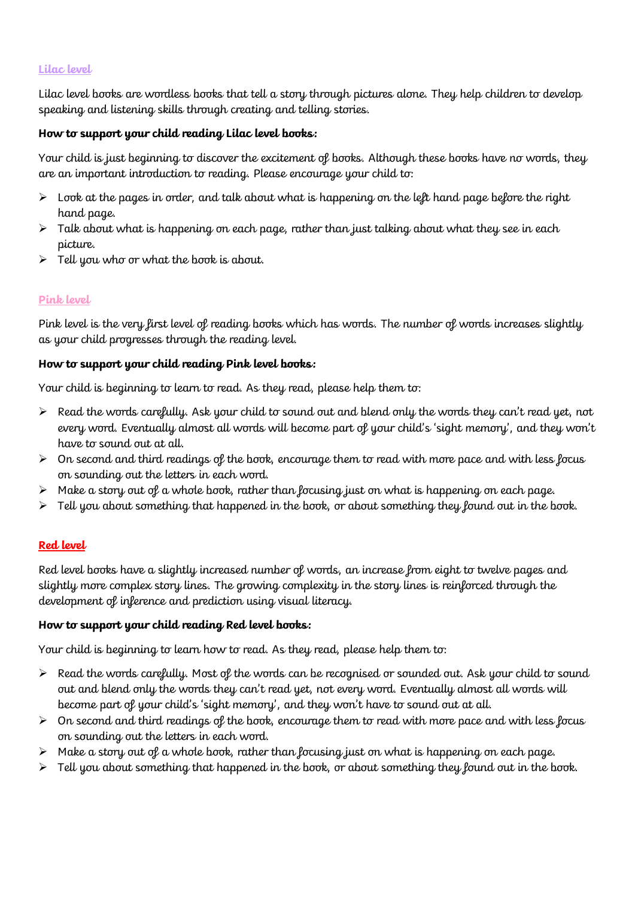## Lilac level

Lilac level books are wordless books that tell a story through pictures alone. They help children to develop speaking and listening skills through creating and telling stories.

**How to support your child reading Lilac level books:**

Your child is just beginning to discover the excitement of books. Although these books have no words, they are an important introduction to reading. Please encourage your child to:

- Look at the pages in order, and talk about what is happening on the left hand page before the right hand page.
- Talk about what is happening on each page, rather than just talking about what they see in each picture.
- Tell you who or what the book is about.

## Pink level

Pink level is the very first level of reading books which has words. The number of words increases slightly as your child progresses through the reading level.

**How to support your child reading Pink level books:**

Your child is beginning to learn to read. As they read, please help them to:

- Read the words carefully. Ask your child to sound out and blend only the words they can't read yet, not every word. Eventually almost all words will become part of your child's 'sight memory', and they won't have to sound out at all.
- On second and third readings of the book, encourage them to read with more pace and with less focus on sounding out the letters in each word.
- Make a story out of a whole book, rather than focusing just on what is happening on each page.
- Tell you about something that happened in the book, or about something they found out in the book.

## Red level

Red level books have a slightly increased number of words, an increase from eight to twelve pages and slightly more complex story lines. The growing complexity in the story lines is reinforced through the development of inference and prediction using visual literacy.

**How to support your child reading Red level books:**

Your child is beginning to learn how to read. As they read, please help them to:

- Read the words carefully. Most of the words can be recognised or sounded out. Ask your child to sound out and blend only the words they can't read yet, not every word. Eventually almost all words will become part of your child's 'sight memory', and they won't have to sound out at all.
- On second and third readings of the book, encourage them to read with more pace and with less focus on sounding out the letters in each word.
- Make a story out of a whole book, rather than focusing just on what is happening on each page.
- Tell you about something that happened in the book, or about something they found out in the book.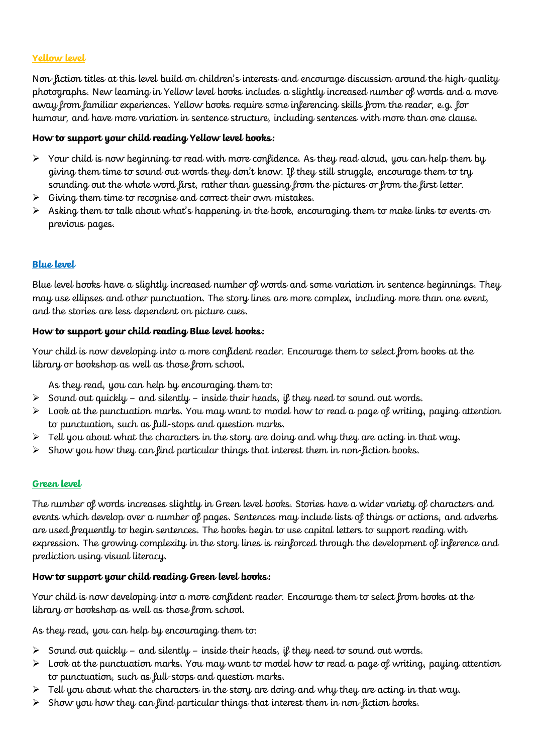## Yellow level

Non-fiction titles at this level build on children's interests and encourage discussion around the high-quality photographs. New learning in Yellow level books includes a slightly increased number of words and a move away from familiar experiences. Yellow books require some inferencing skills from the reader, e.g. for humour, and have more variation in sentence structure, including sentences with more than one clause.

**How to support your child reading Yellow level books:**

- Your child is now beginning to read with more confidence. As they read aloud, you can help them by giving them time to sound out words they don't know. If they still struggle, encourage them to try sounding out the whole word first, rather than guessing from the pictures or from the first letter.
- Giving them time to recognise and correct their own mistakes.
- Asking them to talk about what's happening in the book, encouraging them to make links to events on previous pages.

## Blue level

Blue level books have a slightly increased number of words and some variation in sentence beginnings. They may use ellipses and other punctuation. The story lines are more complex, including more than one event, and the stories are less dependent on picture cues.

**How to support your child reading Blue level books:**

Your child is now developing into a more confident reader. Encourage them to select from books at the library or bookshop as well as those from school.

As they read, you can help by encouraging them to:

- Sound out quickly – and silently – inside their heads, if they need to sound out words.
- Look at the punctuation marks. You may want to model how to read a page of writing, paying attention to punctuation, such as full-stops and question marks.
- Tell you about what the characters in the story are doing and why they are acting in that way.
- Show you how they can find particular things that interest them in non-fiction books.

## Green level

The number of words increases slightly in Green level books. Stories have a wider variety of characters and events which develop over a number of pages. Sentences may include lists of things or actions, and adverbs are used frequently to begin sentences. The books begin to use capital letters to support reading with expression. The growing complexity in the story lines is reinforced through the development of inference and prediction using visual literacy.

**How to support your child reading Green level books:**

Your child is now developing into a more confident reader. Encourage them to select from books at the library or bookshop as well as those from school.

As they read, you can help by encouraging them to:

- Sound out quickly – and silently – inside their heads, if they need to sound out words.
- Look at the punctuation marks. You may want to model how to read a page of writing, paying attention to punctuation, such as full-stops and question marks.
- Tell you about what the characters in the story are doing and why they are acting in that way.
- Show you how they can find particular things that interest them in non-fiction books.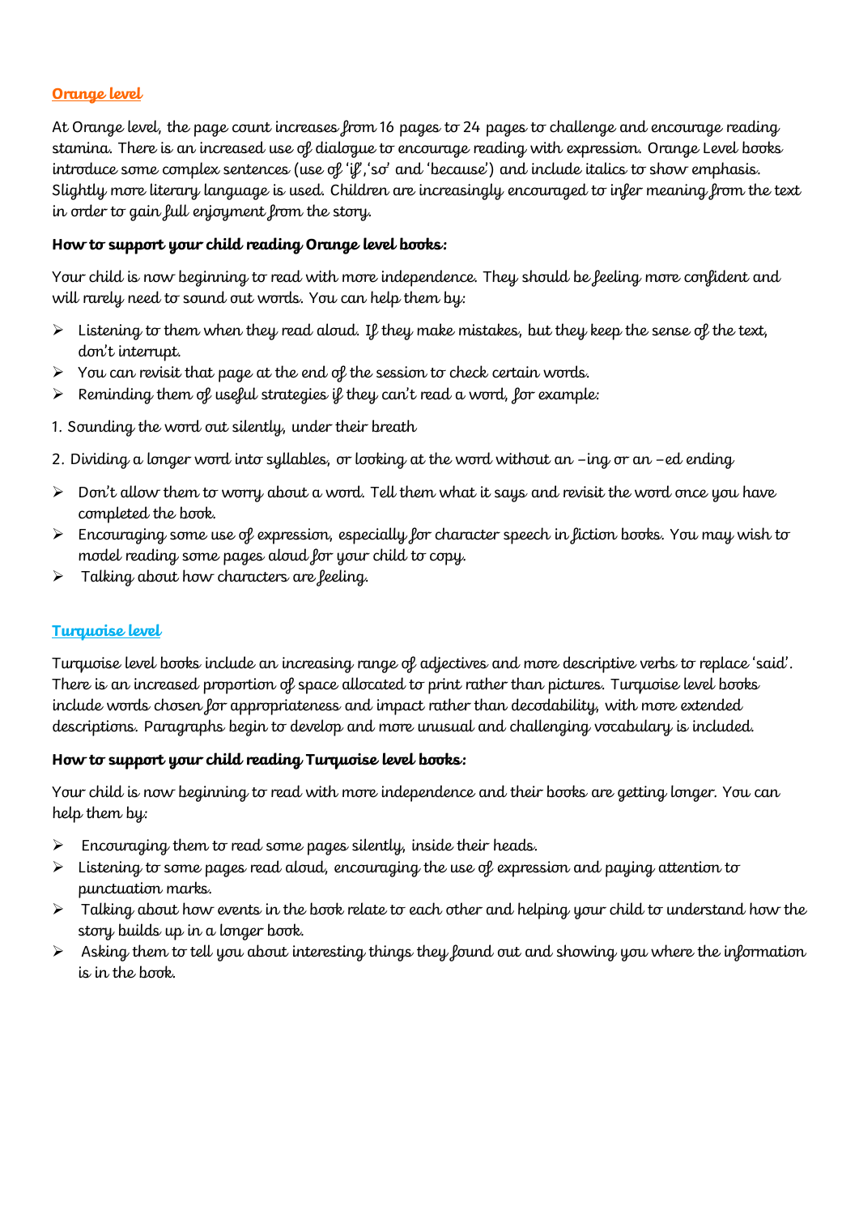## Orange level

At Orange level, the page count increases from 16 pages to 24 pages to challenge and encourage reading stamina. There is an increased use of dialogue to encourage reading with expression. Orange Level books introduce some complex sentences (use of 'if','so' and 'because') and include italics to show emphasis. Slightly more literary language is used. Children are increasingly encouraged to infer meaning from the text in order to gain full enjoyment from the story.

**How to support your child reading Orange level books:**

Your child is now beginning to read with more independence. They should be feeling more confident and will rarely need to sound out words. You can help them by:

- Listening to them when they read aloud. If they make mistakes, but they keep the sense of the text, don't interrupt.
- You can revisit that page at the end of the session to check certain words.
- Reminding them of useful strategies if they can't read a word, for example:

1. Sounding the word out silently, under their breath
2. Dividing a longer word into syllables, or looking at the word without an –ing or an –ed ending

- Don't allow them to worry about a word. Tell them what it says and revisit the word once you have completed the book.
- Encouraging some use of expression, especially for character speech in fiction books. You may wish to model reading some pages aloud for your child to copy.
- Talking about how characters are feeling.

## Turquoise level

Turquoise level books include an increasing range of adjectives and more descriptive verbs to replace 'said'. There is an increased proportion of space allocated to print rather than pictures. Turquoise level books include words chosen for appropriateness and impact rather than decodability, with more extended descriptions. Paragraphs begin to develop and more unusual and challenging vocabulary is included.

**How to support your child reading Turquoise level books:**

Your child is now beginning to read with more independence and their books are getting longer. You can help them by:

- Encouraging them to read some pages silently, inside their heads.
- Listening to some pages read aloud, encouraging the use of expression and paying attention to punctuation marks.
- Talking about how events in the book relate to each other and helping your child to understand how the story builds up in a longer book.
- Asking them to tell you about interesting things they found out and showing you where the information is in the book.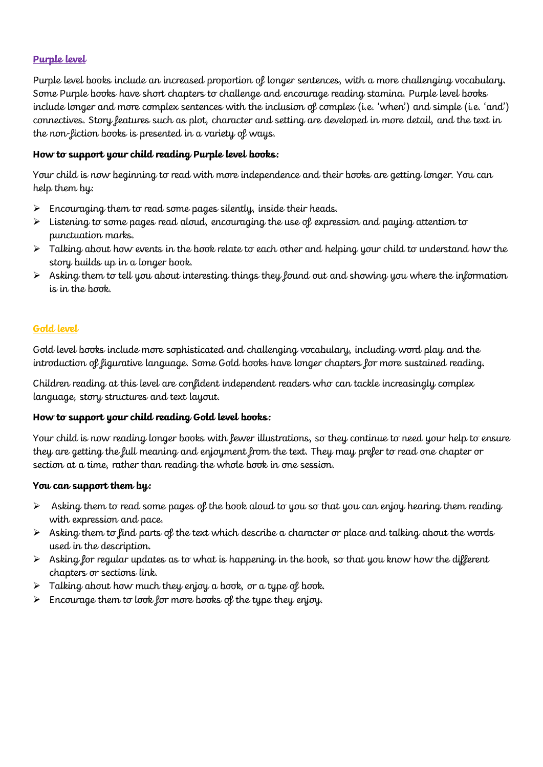## Purple level

Purple level books include an increased proportion of longer sentences, with a more challenging vocabulary. Some Purple books have short chapters to challenge and encourage reading stamina. Purple level books include longer and more complex sentences with the inclusion of complex (i.e. 'when') and simple (i.e. 'and') connectives. Story features such as plot, character and setting are developed in more detail, and the text in the non-fiction books is presented in a variety of ways.

**How to support your child reading Purple level books:**

Your child is now beginning to read with more independence and their books are getting longer. You can help them by:

- Encouraging them to read some pages silently, inside their heads.
- Listening to some pages read aloud, encouraging the use of expression and paying attention to punctuation marks.
- Talking about how events in the book relate to each other and helping your child to understand how the story builds up in a longer book.
- Asking them to tell you about interesting things they found out and showing you where the information is in the book.

## Gold level

Gold level books include more sophisticated and challenging vocabulary, including word play and the introduction of figurative language. Some Gold books have longer chapters for more sustained reading.

Children reading at this level are confident independent readers who can tackle increasingly complex language, story structures and text layout.

**How to support your child reading Gold level books:**

Your child is now reading longer books with fewer illustrations, so they continue to need your help to ensure they are getting the full meaning and enjoyment from the text. They may prefer to read one chapter or section at a time, rather than reading the whole book in one session.

**You can support them by:**

- Asking them to read some pages of the book aloud to you so that you can enjoy hearing them reading with expression and pace.
- Asking them to find parts of the text which describe a character or place and talking about the words used in the description.
- Asking for regular updates as to what is happening in the book, so that you know how the different chapters or sections link.
- Talking about how much they enjoy a book, or a type of book.
- Encourage them to look for more books of the type they enjoy.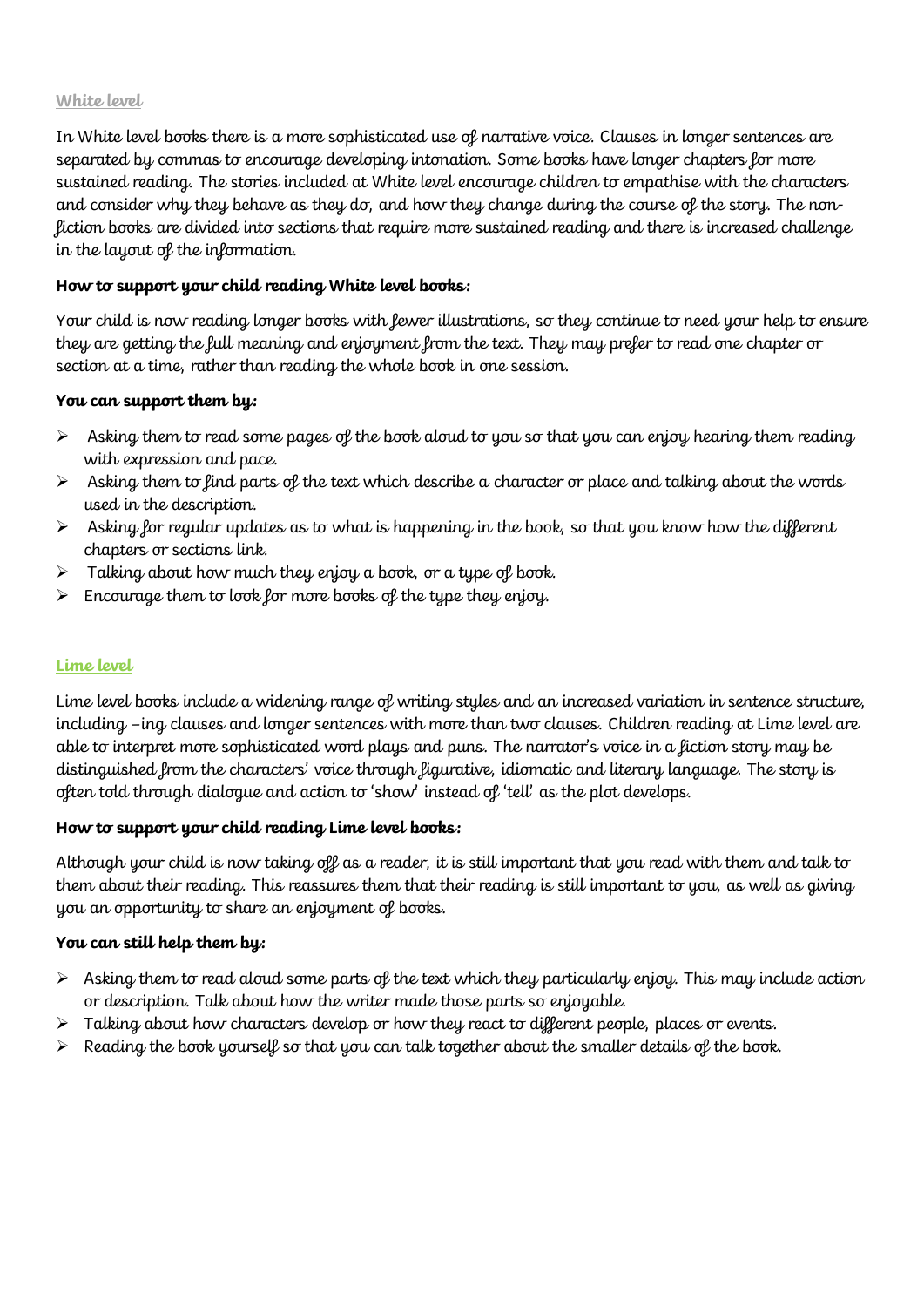## White level

In White level books there is a more sophisticated use of narrative voice. Clauses in longer sentences are separated by commas to encourage developing intonation. Some books have longer chapters for more sustained reading. The stories included at White level encourage children to empathise with the characters and consider why they behave as they do, and how they change during the course of the story. The non-fiction books are divided into sections that require more sustained reading and there is increased challenge in the layout of the information.

**How to support your child reading White level books:**

Your child is now reading longer books with fewer illustrations, so they continue to need your help to ensure they are getting the full meaning and enjoyment from the text. They may prefer to read one chapter or section at a time, rather than reading the whole book in one session.

**You can support them by:**

- Asking them to read some pages of the book aloud to you so that you can enjoy hearing them reading with expression and pace.
- Asking them to find parts of the text which describe a character or place and talking about the words used in the description.
- Asking for regular updates as to what is happening in the book, so that you know how the different chapters or sections link.
- Talking about how much they enjoy a book, or a type of book.
- Encourage them to look for more books of the type they enjoy.

## Lime level

Lime level books include a widening range of writing styles and an increased variation in sentence structure, including –ing clauses and longer sentences with more than two clauses. Children reading at Lime level are able to interpret more sophisticated word plays and puns. The narrator's voice in a fiction story may be distinguished from the characters' voice through figurative, idiomatic and literary language. The story is often told through dialogue and action to 'show' instead of 'tell' as the plot develops.

**How to support your child reading Lime level books:**

Although your child is now taking off as a reader, it is still important that you read with them and talk to them about their reading. This reassures them that their reading is still important to you, as well as giving you an opportunity to share an enjoyment of books.

**You can still help them by:**

- Asking them to read aloud some parts of the text which they particularly enjoy. This may include action or description. Talk about how the writer made those parts so enjoyable.
- Talking about how characters develop or how they react to different people, places or events.
- Reading the book yourself so that you can talk together about the smaller details of the book.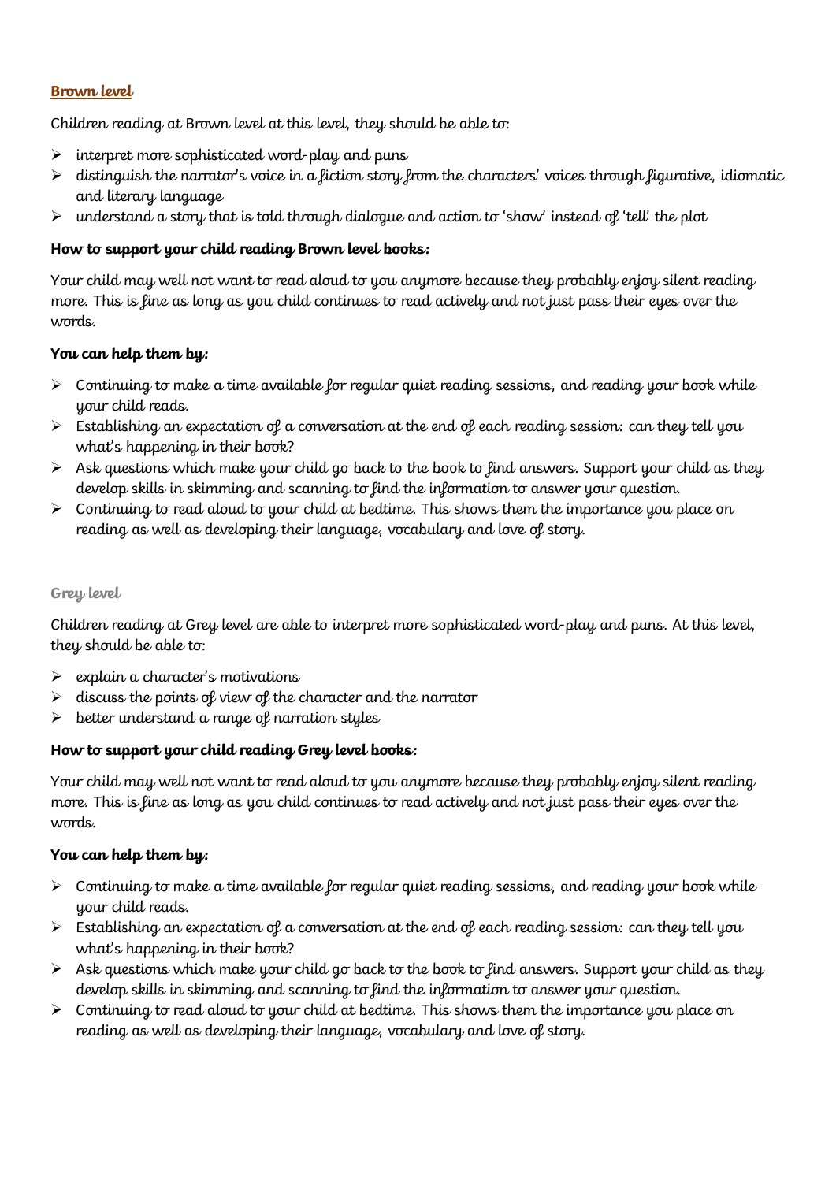## Brown level

Children reading at Brown level at this level, they should be able to:

- interpret more sophisticated word-play and puns
- distinguish the narrator's voice in a fiction story from the characters' voices through figurative, idiomatic and literary language
- understand a story that is told through dialogue and action to 'show' instead of 'tell' the plot

**How to support your child reading Brown level books:**

Your child may well not want to read aloud to you anymore because they probably enjoy silent reading more. This is fine as long as you child continues to read actively and not just pass their eyes over the words.

**You can help them by:**

- Continuing to make a time available for regular quiet reading sessions, and reading your book while your child reads.
- Establishing an expectation of a conversation at the end of each reading session: can they tell you what's happening in their book?
- Ask questions which make your child go back to the book to find answers. Support your child as they develop skills in skimming and scanning to find the information to answer your question.
- Continuing to read aloud to your child at bedtime. This shows them the importance you place on reading as well as developing their language, vocabulary and love of story.

## Grey level

Children reading at Grey level are able to interpret more sophisticated word-play and puns. At this level, they should be able to:

- explain a character's motivations
- discuss the points of view of the character and the narrator
- better understand a range of narration styles

**How to support your child reading Grey level books:**

Your child may well not want to read aloud to you anymore because they probably enjoy silent reading more. This is fine as long as you child continues to read actively and not just pass their eyes over the words.

**You can help them by:**

- Continuing to make a time available for regular quiet reading sessions, and reading your book while your child reads.
- Establishing an expectation of a conversation at the end of each reading session: can they tell you what's happening in their book?
- Ask questions which make your child go back to the book to find answers. Support your child as they develop skills in skimming and scanning to find the information to answer your question.
- Continuing to read aloud to your child at bedtime. This shows them the importance you place on reading as well as developing their language, vocabulary and love of story.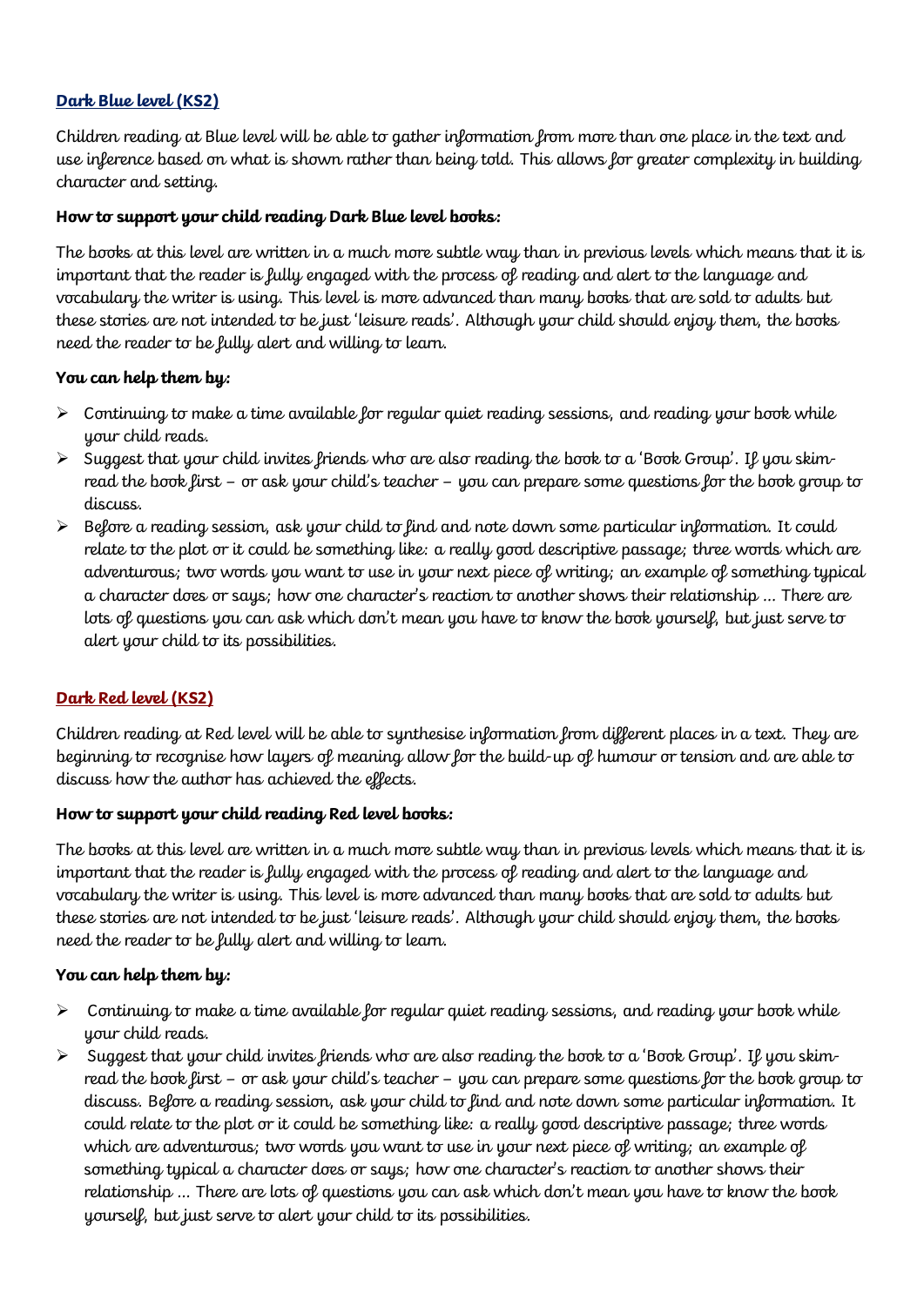## Dark Blue level (KS2)

Children reading at Blue level will be able to gather information from more than one place in the text and use inference based on what is shown rather than being told. This allows for greater complexity in building character and setting.

**How to support your child reading Dark Blue level books:**

The books at this level are written in a much more subtle way than in previous levels which means that it is important that the reader is fully engaged with the process of reading and alert to the language and vocabulary the writer is using. This level is more advanced than many books that are sold to adults but these stories are not intended to be just 'leisure reads'. Although your child should enjoy them, the books need the reader to be fully alert and willing to learn.

**You can help them by:**

- Continuing to make a time available for regular quiet reading sessions, and reading your book while your child reads.
- Suggest that your child invites friends who are also reading the book to a 'Book Group'. If you skim-read the book first – or ask your child's teacher – you can prepare some questions for the book group to discuss.
- Before a reading session, ask your child to find and note down some particular information. It could relate to the plot or it could be something like: a really good descriptive passage; three words which are adventurous; two words you want to use in your next piece of writing; an example of something typical a character does or says; how one character's reaction to another shows their relationship ... There are lots of questions you can ask which don't mean you have to know the book yourself, but just serve to alert your child to its possibilities.

## Dark Red level (KS2)

Children reading at Red level will be able to synthesise information from different places in a text. They are beginning to recognise how layers of meaning allow for the build-up of humour or tension and are able to discuss how the author has achieved the effects.

**How to support your child reading Red level books:**

The books at this level are written in a much more subtle way than in previous levels which means that it is important that the reader is fully engaged with the process of reading and alert to the language and vocabulary the writer is using. This level is more advanced than many books that are sold to adults but these stories are not intended to be just 'leisure reads'. Although your child should enjoy them, the books need the reader to be fully alert and willing to learn.

**You can help them by:**

- Continuing to make a time available for regular quiet reading sessions, and reading your book while your child reads.
- Suggest that your child invites friends who are also reading the book to a 'Book Group'. If you skim-read the book first – or ask your child's teacher – you can prepare some questions for the book group to discuss. Before a reading session, ask your child to find and note down some particular information. It could relate to the plot or it could be something like: a really good descriptive passage; three words which are adventurous; two words you want to use in your next piece of writing; an example of something typical a character does or says; how one character's reaction to another shows their relationship ... There are lots of questions you can ask which don't mean you have to know the book yourself, but just serve to alert your child to its possibilities.